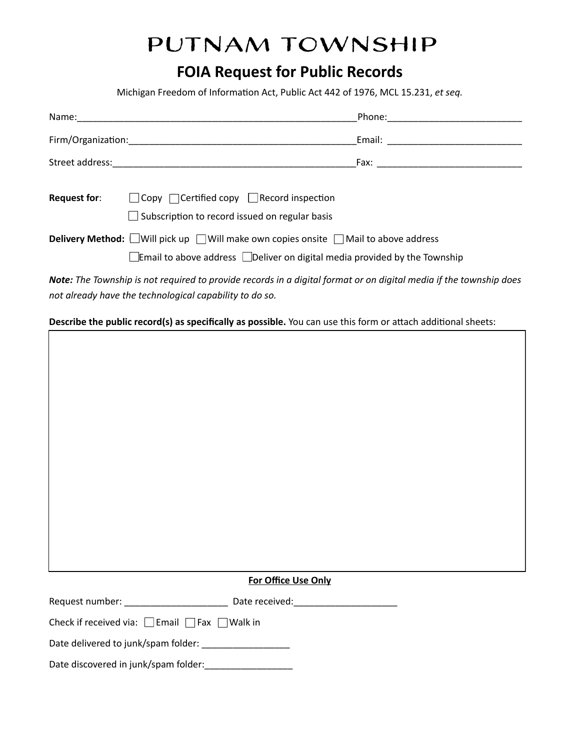# PUTNAM TOWNSHIP

## FOIA Request for Public Records

Michigan Freedom of Information Act, Public Act 442 of 1976, MCL 15.231, *et seq.*

Name:_______________________________________________________Phone:_________________________

Firm/Organization:____________________________________________Email: _________________________

Street address:________________________________________________Fax: ___________________________

**Request for**: ☐ Copy ☐ Certified copy ☐ Record inspection

☐ Subscription to record issued on regular basis

**Delivery Method:** ☐ Will pick up ☐ Will make own copies onsite ☐ Mail to above address

☐ Email to above address ☐ Deliver on digital media provided by the Township

***Note:*** *The Township is not required to provide records in a digital format or on digital media if the township does not already have the technological capability to do so.*

**Describe the public record(s) as specifically as possible.** You can use this form or attach additional sheets:

**For Office Use Only**

Request number: ____________________ Date received:____________________

Check if received via: ☐ Email ☐ Fax ☐ Walk in

Date delivered to junk/spam folder: _________________

Date discovered in junk/spam folder:_________________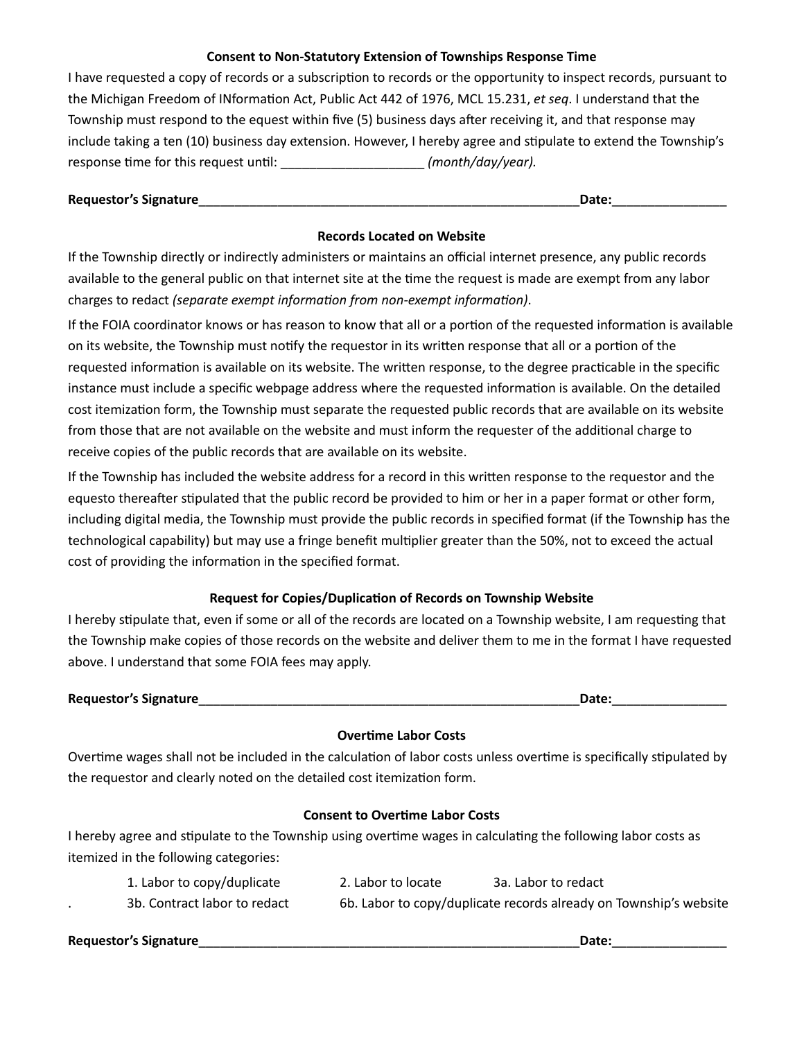### Consent to Non-Statutory Extension of Townships Response Time

I have requested a copy of records or a subscription to records or the opportunity to inspect records, pursuant to the Michigan Freedom of INformation Act, Public Act 442 of 1976, MCL 15.231, *et seq*. I understand that the Township must respond to the equest within five (5) business days after receiving it, and that response may include taking a ten (10) business day extension. However, I hereby agree and stipulate to extend the Township's response time for this request until: ____________________ *(month/day/year).*

**Requestor's Signature**________________________________________________________**Date:**________________

### Records Located on Website

If the Township directly or indirectly administers or maintains an official internet presence, any public records available to the general public on that internet site at the time the request is made are exempt from any labor charges to redact *(separate exempt information from non-exempt information)*.

If the FOIA coordinator knows or has reason to know that all or a portion of the requested information is available on its website, the Township must notify the requestor in its written response that all or a portion of the requested information is available on its website. The written response, to the degree practicable in the specific instance must include a specific webpage address where the requested information is available. On the detailed cost itemization form, the Township must separate the requested public records that are available on its website from those that are not available on the website and must inform the requester of the additional charge to receive copies of the public records that are available on its website.

If the Township has included the website address for a record in this written response to the requestor and the equesto thereafter stipulated that the public record be provided to him or her in a paper format or other form, including digital media, the Township must provide the public records in specified format (if the Township has the technological capability) but may use a fringe benefit multiplier greater than the 50%, not to exceed the actual cost of providing the information in the specified format.

### Request for Copies/Duplication of Records on Township Website

I hereby stipulate that, even if some or all of the records are located on a Township website, I am requesting that the Township make copies of those records on the website and deliver them to me in the format I have requested above. I understand that some FOIA fees may apply.

**Requestor's Signature**________________________________________________________**Date:**________________

### Overtime Labor Costs

Overtime wages shall not be included in the calculation of labor costs unless overtime is specifically stipulated by the requestor and clearly noted on the detailed cost itemization form.

### Consent to Overtime Labor Costs

I hereby agree and stipulate to the Township using overtime wages in calculating the following labor costs as itemized in the following categories:

1. Labor to copy/duplicate    2. Labor to locate    3a. Labor to redact

3b. Contract labor to redact    6b. Labor to copy/duplicate records already on Township's website

**Requestor's Signature**________________________________________________________**Date:**________________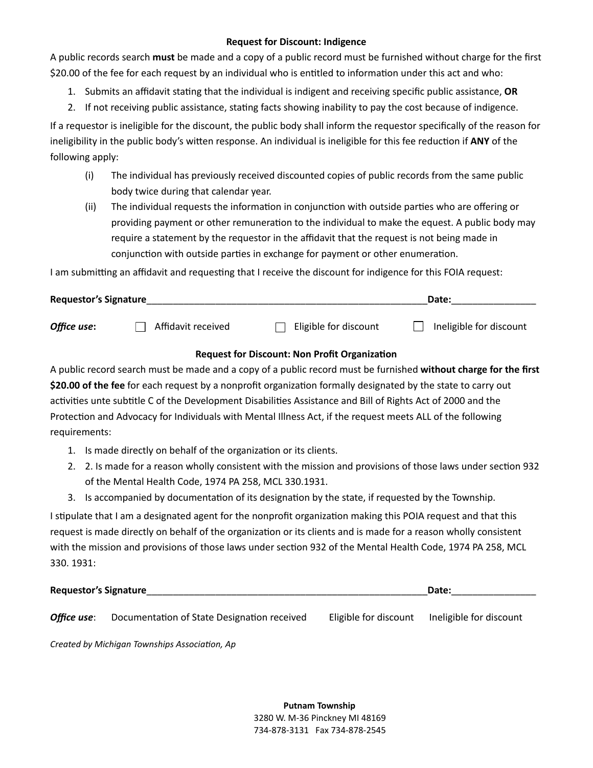**Request for Discount: Indigence**

A public records search **must** be made and a copy of a public record must be furnished without charge for the first $20.00 of the fee for each request by an individual who is entitled to information under this act and who:

1. Submits an affidavit stating that the individual is indigent and receiving specific public assistance, **OR**
2. If not receiving public assistance, stating facts showing inability to pay the cost because of indigence.

If a requestor is ineligible for the discount, the public body shall inform the requestor specifically of the reason for ineligibility in the public body's witten response. An individual is ineligible for this fee reduction if **ANY** of the following apply:

(i) The individual has previously received discounted copies of public records from the same public body twice during that calendar year.

(ii) The individual requests the information in conjunction with outside parties who are offering or providing payment or other remuneration to the individual to make the equest. A public body may require a statement by the requestor in the affidavit that the request is not being made in conjunction with outside parties in exchange for payment or other enumeration.

I am submitting an affidavit and requesting that I receive the discount for indigence for this FOIA request:

**Requestor's Signature**_______________________________________________________**Date:**________________

***Office use*:** ☐ Affidavit received ☐ Eligible for discount ☐ Ineligible for discount

**Request for Discount: Non Profit Organization**

A public record search must be made and a copy of a public record must be furnished **without charge for the first $20.00 of the fee** for each request by a nonprofit organization formally designated by the state to carry out activities unte subtitle C of the Development Disabilities Assistance and Bill of Rights Act of 2000 and the Protection and Advocacy for Individuals with Mental Illness Act, if the request meets ALL of the following requirements:

1. Is made directly on behalf of the organization or its clients.
2. 2. Is made for a reason wholly consistent with the mission and provisions of those laws under section 932 of the Mental Health Code, 1974 PA 258, MCL 330.1931.
3. Is accompanied by documentation of its designation by the state, if requested by the Township.

I stipulate that I am a designated agent for the nonprofit organization making this POIA request and that this request is made directly on behalf of the organization or its clients and is made for a reason wholly consistent with the mission and provisions of those laws under section 932 of the Mental Health Code, 1974 PA 258, MCL 330. 1931:

**Requestor's Signature**_______________________________________________________**Date:**________________

***Office use*:** Documentation of State Designation received Eligible for discount Ineligible for discount

*Created by Michigan Townships Association, Ap*

**Putnam Township**
3280 W. M-36 Pinckney MI 48169
734-878-3131 Fax 734-878-2545